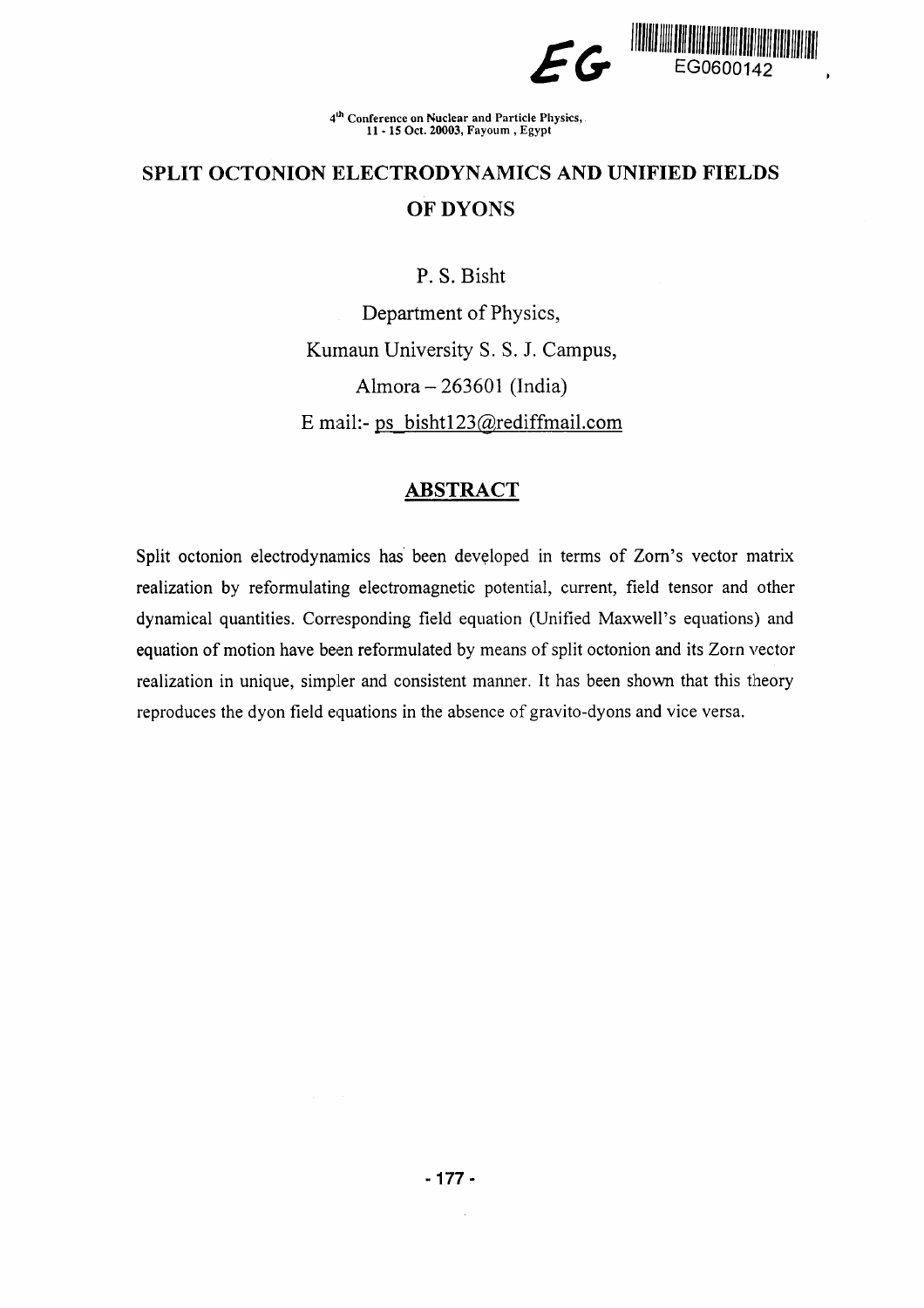4th Conference on Nuclear and Particle Physics, 11 - 15 Oct. 20003, Fayoum, Egypt

# SPLIT OCTONION ELECTRODYNAMICS AND UNIFIED FIELDS OF DYONS

P. S. Bisht

Department of Physics,

Kumaun University S. S. J. Campus,

Almora – 263601 (India)

E mail:- ps_bisht123@rediffmail.com

## ABSTRACT

Split octonion electrodynamics has been developed in terms of Zorn's vector matrix realization by reformulating electromagnetic potential, current, field tensor and other dynamical quantities. Corresponding field equation (Unified Maxwell's equations) and equation of motion have been reformulated by means of split octonion and its Zorn vector realization in unique, simpler and consistent manner. It has been shown that this theory reproduces the dyon field equations in the absence of gravito-dyons and vice versa.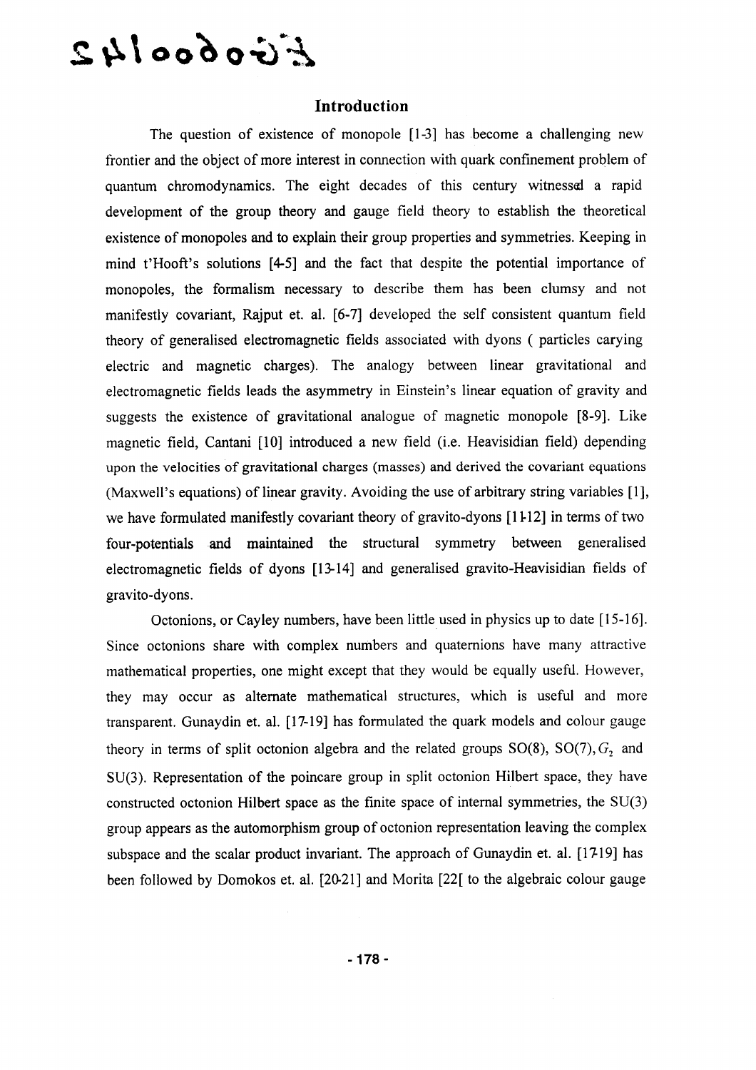## Introduction

The question of existence of monopole [1-3] has become a challenging new frontier and the object of more interest in connection with quark confinement problem of quantum chromodynamics. The eight decades of this century witnessed a rapid development of the group theory and gauge field theory to establish the theoretical existence of monopoles and to explain their group properties and symmetries. Keeping in mind t'Hooft's solutions [4-5] and the fact that despite the potential importance of monopoles, the formalism necessary to describe them has been clumsy and not manifestly covariant, Rajput et. al. [6-7] developed the self consistent quantum field theory of generalised electromagnetic fields associated with dyons ( particles carying electric and magnetic charges). The analogy between linear gravitational and electromagnetic fields leads the asymmetry in Einstein's linear equation of gravity and suggests the existence of gravitational analogue of magnetic monopole [8-9]. Like magnetic field, Cantani [10] introduced a new field (i.e. Heavisidian field) depending upon the velocities of gravitational charges (masses) and derived the covariant equations (Maxwell's equations) of linear gravity. Avoiding the use of arbitrary string variables [1], we have formulated manifestly covariant theory of gravito-dyons [11-12] in terms of two four-potentials and maintained the structural symmetry between generalised electromagnetic fields of dyons [13-14] and generalised gravito-Heavisidian fields of gravito-dyons.

Octonions, or Cayley numbers, have been little used in physics up to date [15-16]. Since octonions share with complex numbers and quaternions have many attractive mathematical properties, one might except that they would be equally usefl. However, they may occur as alternate mathematical structures, which is useful and more transparent. Gunaydin et. al. [17-19] has formulated the quark models and colour gauge theory in terms of split octonion algebra and the related groups SO(8), SO(7), $G_2$ and SU(3). Representation of the poincare group in split octonion Hilbert space, they have constructed octonion Hilbert space as the finite space of internal symmetries, the SU(3) group appears as the automorphism group of octonion representation leaving the complex subspace and the scalar product invariant. The approach of Gunaydin et. al. [17-19] has been followed by Domokos et. al. [20-21] and Morita [22[ to the algebraic colour gauge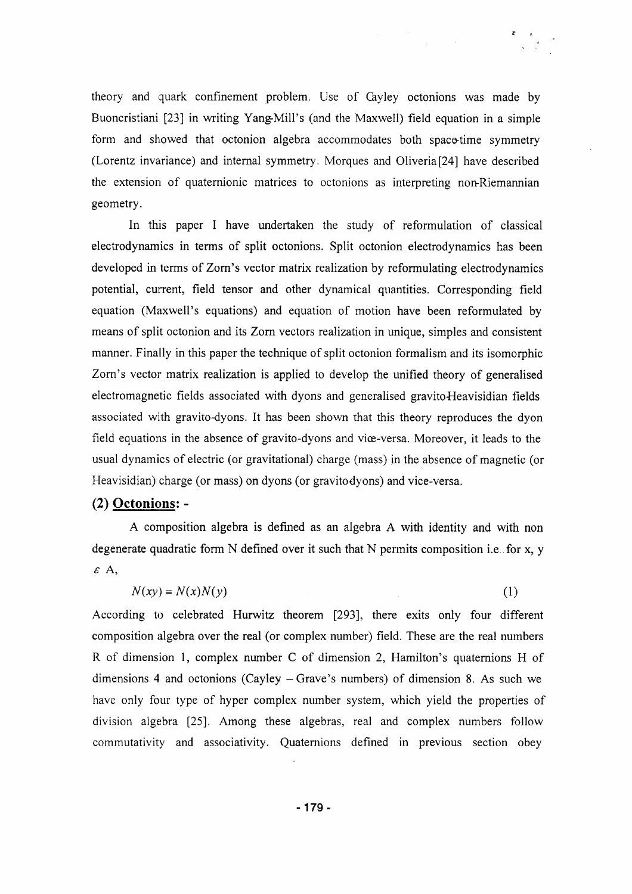theory and quark confinement problem. Use of Cayley octonions was made by Buoncristiani [23] in writing Yang-Mill's (and the Maxwell) field equation in a simple form and showed that octonion algebra accommodates both space-time symmetry (Lorentz invariance) and internal symmetry. Morques and Oliveria[24] have described the extension of quaternionic matrices to octonions as interpreting non-Riemannian geometry.

In this paper I have undertaken the study of reformulation of classical electrodynamics in terms of split octonions. Split octonion electrodynamics has been developed in terms of Zorn's vector matrix realization by reformulating electrodynamics potential, current, field tensor and other dynamical quantities. Corresponding field equation (Maxwell's equations) and equation of motion have been reformulated by means of split octonion and its Zorn vectors realization in unique, simples and consistent manner. Finally in this paper the technique of split octonion formalism and its isomorphic Zorn's vector matrix realization is applied to develop the unified theory of generalised electromagnetic fields associated with dyons and generalised gravito-Heavisidian fields associated with gravito-dyons. It has been shown that this theory reproduces the dyon field equations in the absence of gravito-dyons and vice-versa. Moreover, it leads to the usual dynamics of electric (or gravitational) charge (mass) in the absence of magnetic (or Heavisidian) charge (or mass) on dyons (or gravito-dyons) and vice-versa.

## (2) Octonions: -

A composition algebra is defined as an algebra A with identity and with non degenerate quadratic form N defined over it such that N permits composition i.e. for x, y $\varepsilon$ A,

$$N(xy) = N(x)N(y) \tag{1}$$

According to celebrated Hurwitz theorem [293], there exits only four different composition algebra over the real (or complex number) field. These are the real numbers R of dimension 1, complex number C of dimension 2, Hamilton's quaternions H of dimensions 4 and octonions (Cayley – Grave's numbers) of dimension 8. As such we have only four type of hyper complex number system, which yield the properties of division algebra [25]. Among these algebras, real and complex numbers follow commutativity and associativity. Quaternions defined in previous section obey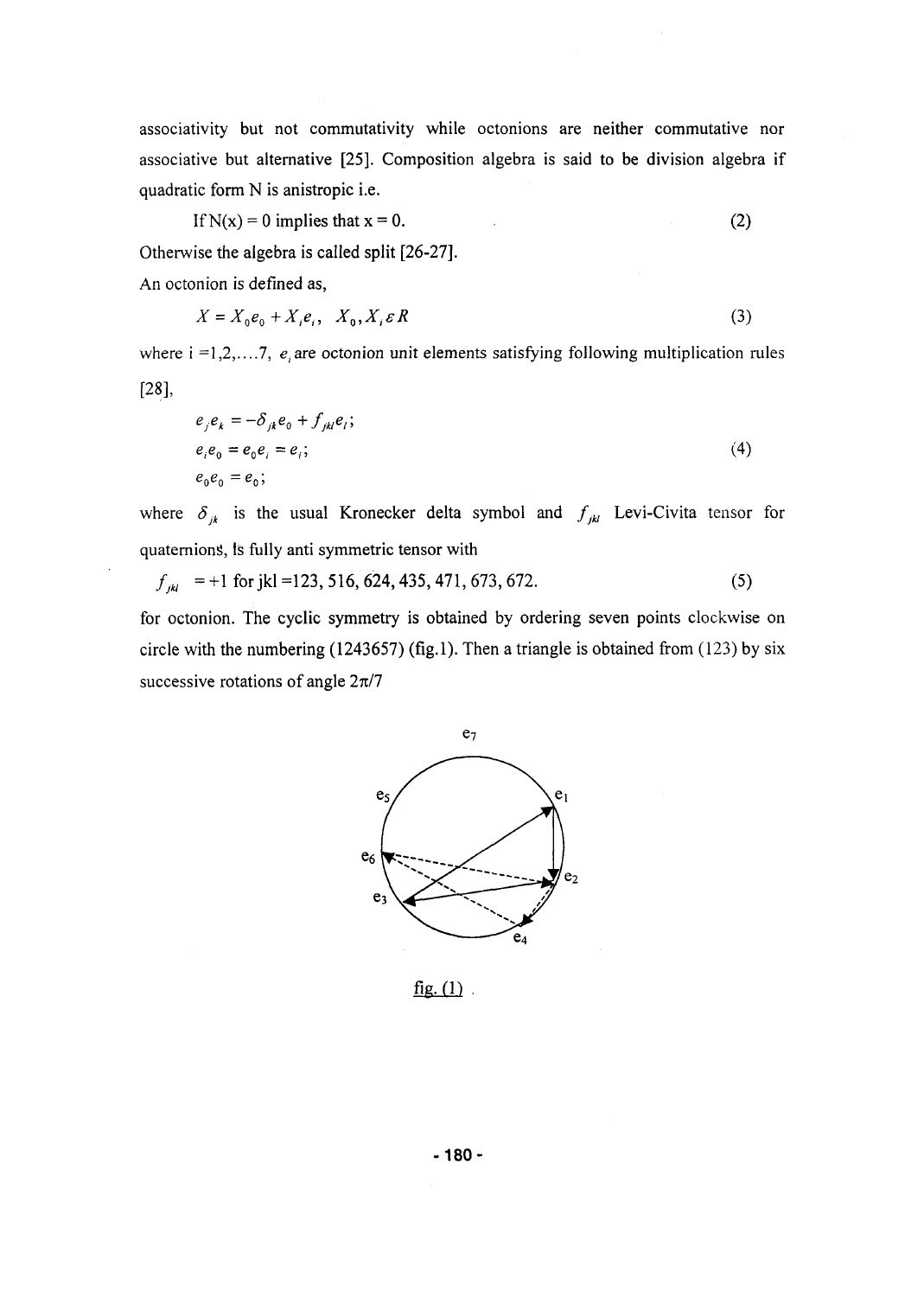associativity but not commutativity while octonions are neither commutative nor associative but alternative [25]. Composition algebra is said to be division algebra if quadratic form N is anistropic i.e.

$$\text{If } N(x) = 0 \text{ implies that } x = 0. \tag{2}$$

Otherwise the algebra is called split [26-27].

An octonion is defined as,

$$X = X_0 e_0 + X_i e_i, \quad X_0, X_i \varepsilon R \tag{3}$$

where i =1,2,....7, $e_i$ are octonion unit elements satisfying following multiplication rules [28],

$$\begin{aligned} e_j e_k &= -\delta_{jk} e_0 + f_{jkl} e_l; \\ e_i e_0 &= e_0 e_i = e_i; \\ e_0 e_0 &= e_0; \end{aligned} \tag{4}$$

where $\delta_{jk}$ is the usual Kronecker delta symbol and $f_{jkl}$ Levi-Civita tensor for quaternions, is fully anti symmetric tensor with

$$f_{jkl} = +1 \text{ for jkl} = 123, 516, 624, 435, 471, 673, 672. \tag{5}$$

for octonion. The cyclic symmetry is obtained by ordering seven points clockwise on circle with the numbering (1243657) (fig.1). Then a triangle is obtained from (123) by six successive rotations of angle $2\pi/7$

fig. (1)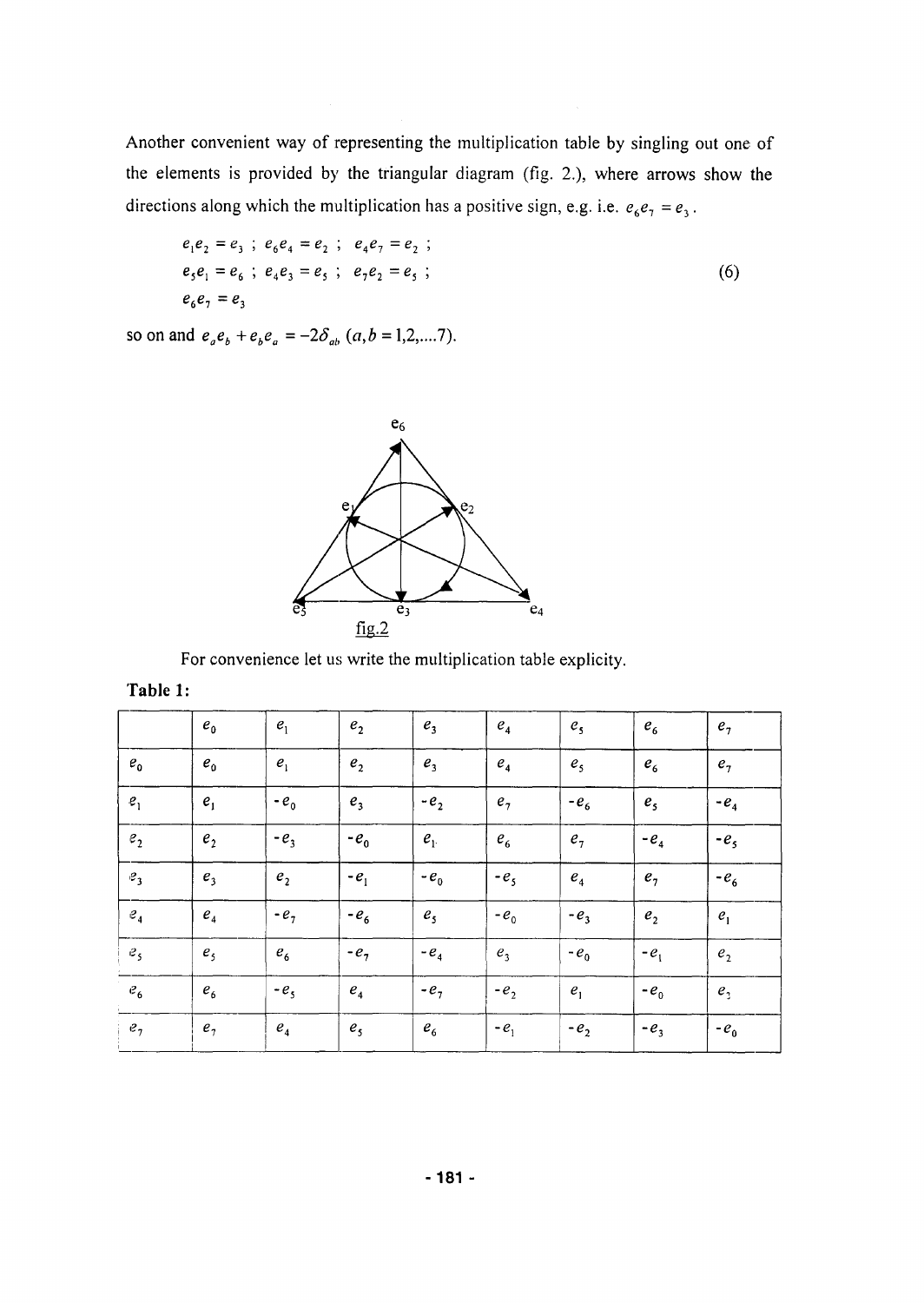Another convenient way of representing the multiplication table by singling out one of the elements is provided by the triangular diagram (fig. 2.), where arrows show the directions along which the multiplication has a positive sign, e.g. i.e. $e_6 e_7 = e_3$.

$$
\begin{aligned}
&e_1 e_2 = e_3 \;;\; e_6 e_4 = e_2 \;;\; e_4 e_7 = e_2 \;; \\
&e_5 e_1 = e_6 \;;\; e_4 e_3 = e_5 \;;\; e_7 e_2 = e_5 \;; \\
&e_6 e_7 = e_3
\end{aligned}
\tag{6}
$$

so on and $e_a e_b + e_b e_a = -2\delta_{ab}$ $(a, b = 1,2,....7)$.

fig.2

For convenience let us write the multiplication table explicity.

**Table 1:**

| | $e_0$ | $e_1$ | $e_2$ | $e_3$ | $e_4$ | $e_5$ | $e_6$ | $e_7$ |
|---|---|---|---|---|---|---|---|---|
| $e_0$ | $e_0$ | $e_1$ | $e_2$ | $e_3$ | $e_4$ | $e_5$ | $e_6$ | $e_7$ |
| $e_1$ | $e_1$ | $-e_0$ | $e_3$ | $-e_2$ | $e_7$ | $-e_6$ | $e_5$ | $-e_4$ |
| $e_2$ | $e_2$ | $-e_3$ | $-e_0$ | $e_1$ | $e_6$ | $e_7$ | $-e_4$ | $-e_5$ |
| $e_3$ | $e_3$ | $e_2$ | $-e_1$ | $-e_0$ | $-e_5$ | $e_4$ | $e_7$ | $-e_6$ |
| $e_4$ | $e_4$ | $-e_7$ | $-e_6$ | $e_5$ | $-e_0$ | $-e_3$ | $e_2$ | $e_1$ |
| $e_5$ | $e_5$ | $e_6$ | $-e_7$ | $-e_4$ | $e_3$ | $-e_0$ | $-e_1$ | $e_2$ |
| $e_6$ | $e_6$ | $-e_5$ | $e_4$ | $-e_7$ | $-e_2$ | $e_1$ | $-e_0$ | $e_3$ |
| $e_7$ | $e_7$ | $e_4$ | $e_5$ | $e_6$ | $-e_1$ | $-e_2$ | $-e_3$ | $-e_0$ |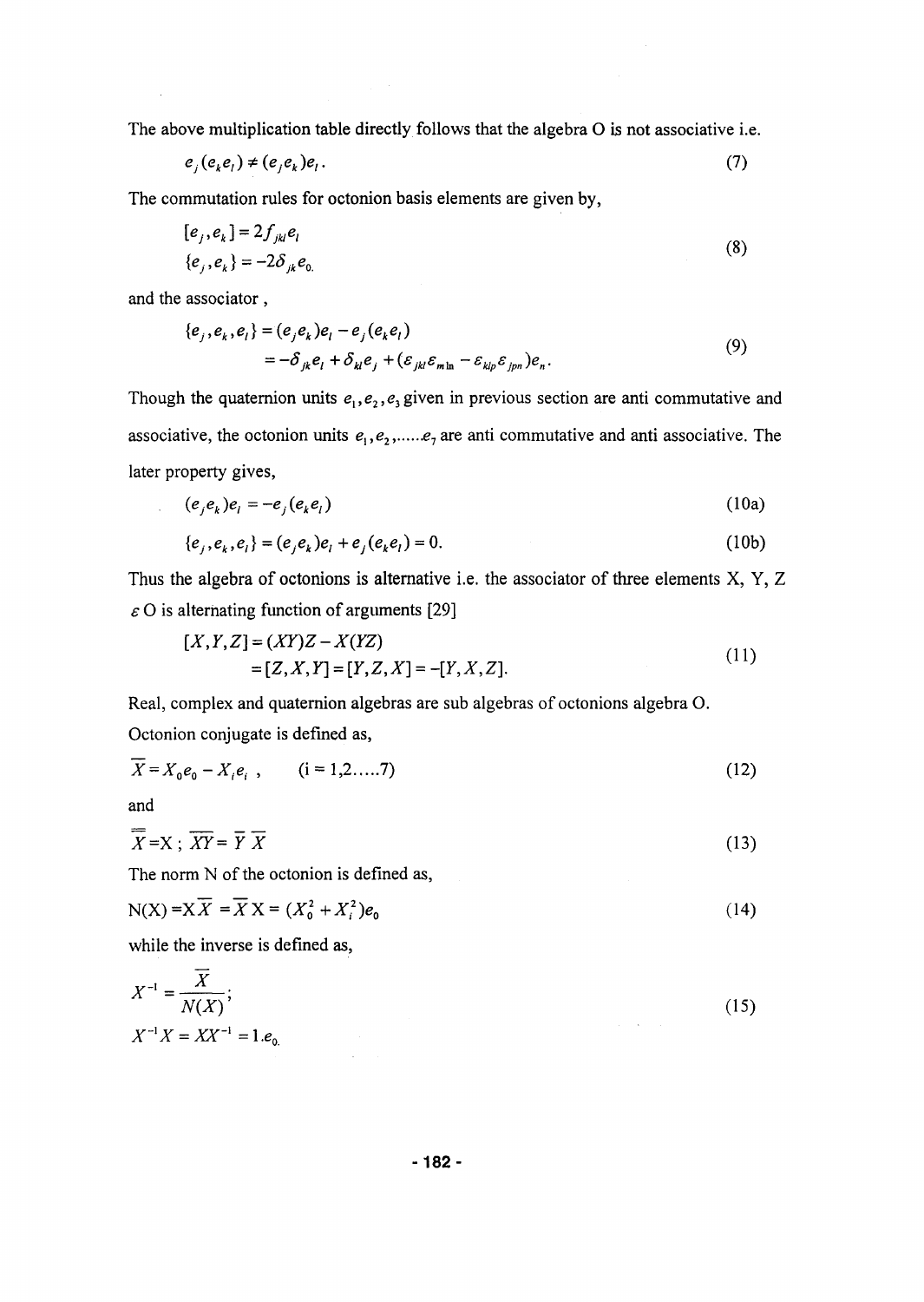The above multiplication table directly follows that the algebra O is not associative i.e.

$$e_j(e_k e_l) \neq (e_j e_k)e_l. \tag{7}$$

The commutation rules for octonion basis elements are given by,

$$\begin{aligned}
[e_j, e_k] &= 2 f_{jkl} e_l \\
\{e_j, e_k\} &= -2\delta_{jk} e_{0.}
\end{aligned} \tag{8}$$

and the associator ,

$$\begin{aligned}
\{e_j, e_k, e_l\} &= (e_j e_k)e_l - e_j(e_k e_l) \\
&= -\delta_{jk} e_l + \delta_{kl} e_j + (\varepsilon_{jkl}\varepsilon_{mln} - \varepsilon_{klp}\varepsilon_{jpn})e_n.
\end{aligned} \tag{9}$$

Though the quaternion units $e_1, e_2, e_3$ given in previous section are anti commutative and associative, the octonion units $e_1, e_2, ......e_7$ are anti commutative and anti associative. The later property gives,

$$(e_j e_k)e_l = -e_j(e_k e_l) \tag{10a}$$

$$\{e_j, e_k, e_l\} = (e_j e_k)e_l + e_j(e_k e_l) = 0. \tag{10b}$$

Thus the algebra of octonions is alternative i.e. the associator of three elements X, Y, Z $\varepsilon$ O is alternating function of arguments [29]

$$\begin{aligned}
[X, Y, Z] &= (XY)Z - X(YZ) \\
&= [Z, X, Y] = [Y, Z, X] = -[Y, X, Z].
\end{aligned} \tag{11}$$

Real, complex and quaternion algebras are sub algebras of octonions algebra O.

Octonion conjugate is defined as,

$$\overline{X} = X_0 e_0 - X_i e_i \;, \qquad (i = 1, 2.....7) \tag{12}$$

and

$$\overline{\overline{X}} = X \;;\; \overline{XY} = \overline{Y}\,\overline{X} \tag{13}$$

The norm N of the octonion is defined as,

$$N(X) = X\overline{X} = \overline{X}X = (X_0^2 + X_i^2)e_0 \tag{14}$$

while the inverse is defined as,

$$\begin{aligned}
X^{-1} &= \frac{\overline{X}}{N(X)}; \\
X^{-1}X &= XX^{-1} = 1.e_{0.}
\end{aligned} \tag{15}$$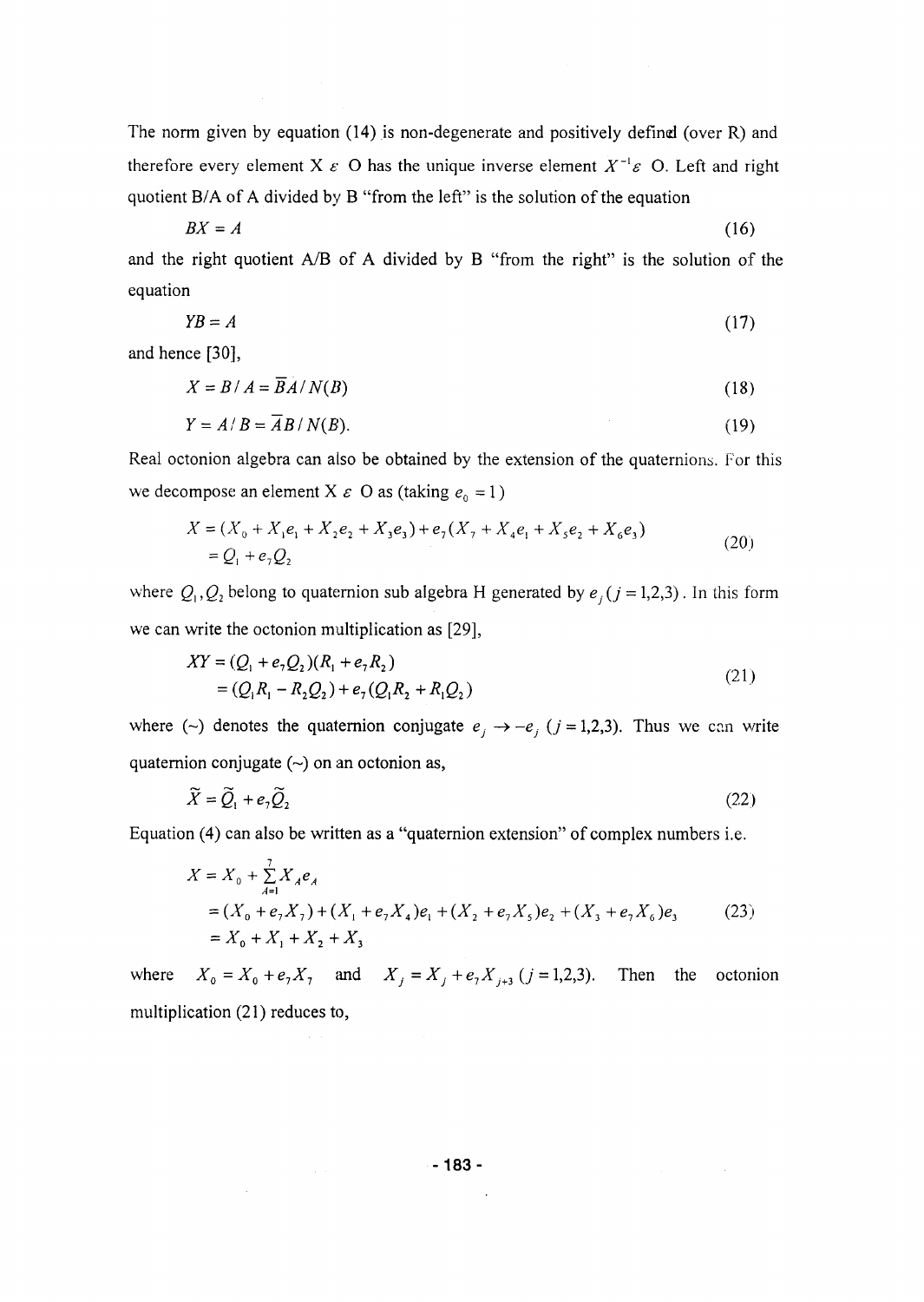The norm given by equation (14) is non-degenerate and positively defined (over R) and therefore every element X $\varepsilon$ O has the unique inverse element $X^{-1}\varepsilon$ O. Left and right quotient B/A of A divided by B "from the left" is the solution of the equation

$$BX = A \tag{16}$$

and the right quotient A/B of A divided by B "from the right" is the solution of the equation

$$YB = A \tag{17}$$

and hence [30],

$$X = B / A = \overline{B}A / N(B) \tag{18}$$

$$Y = A / B = \overline{A}B / N(B). \tag{19}$$

Real octonion algebra can also be obtained by the extension of the quaternions. For this we decompose an element X $\varepsilon$ O as (taking $e_0 = 1$)

$$\begin{aligned} X &= (X_0 + X_1 e_1 + X_2 e_2 + X_3 e_3) + e_7 (X_7 + X_4 e_1 + X_5 e_2 + X_6 e_3) \\ &= Q_1 + e_7 Q_2 \end{aligned} \tag{20}$$

where $Q_1, Q_2$ belong to quaternion sub algebra H generated by $e_j (j = 1,2,3)$. In this form we can write the octonion multiplication as [29],

$$\begin{aligned} XY &= (Q_1 + e_7 Q_2)(R_1 + e_7 R_2) \\ &= (Q_1 R_1 - R_2 Q_2) + e_7 (Q_1 R_2 + R_1 Q_2) \end{aligned} \tag{21}$$

where (~) denotes the quaternion conjugate $e_j \to -e_j$ $(j = 1,2,3)$. Thus we can write quaternion conjugate (~) on an octonion as,

$$\widetilde{X} = \widetilde{Q}_1 + e_7 \widetilde{Q}_2 \tag{22}$$

Equation (4) can also be written as a "quaternion extension" of complex numbers i.e.

$$\begin{aligned} X &= X_0 + \sum_{A=1}^{7} X_A e_A \\ &= (X_0 + e_7 X_7) + (X_1 + e_7 X_4) e_1 + (X_2 + e_7 X_5) e_2 + (X_3 + e_7 X_6) e_3 \\ &= X_0 + X_1 + X_2 + X_3 \end{aligned} \tag{23}$$

where $X_0 = X_0 + e_7 X_7$ and $X_j = X_j + e_7 X_{j+3}$ $(j = 1,2,3)$. Then the octonion multiplication (21) reduces to,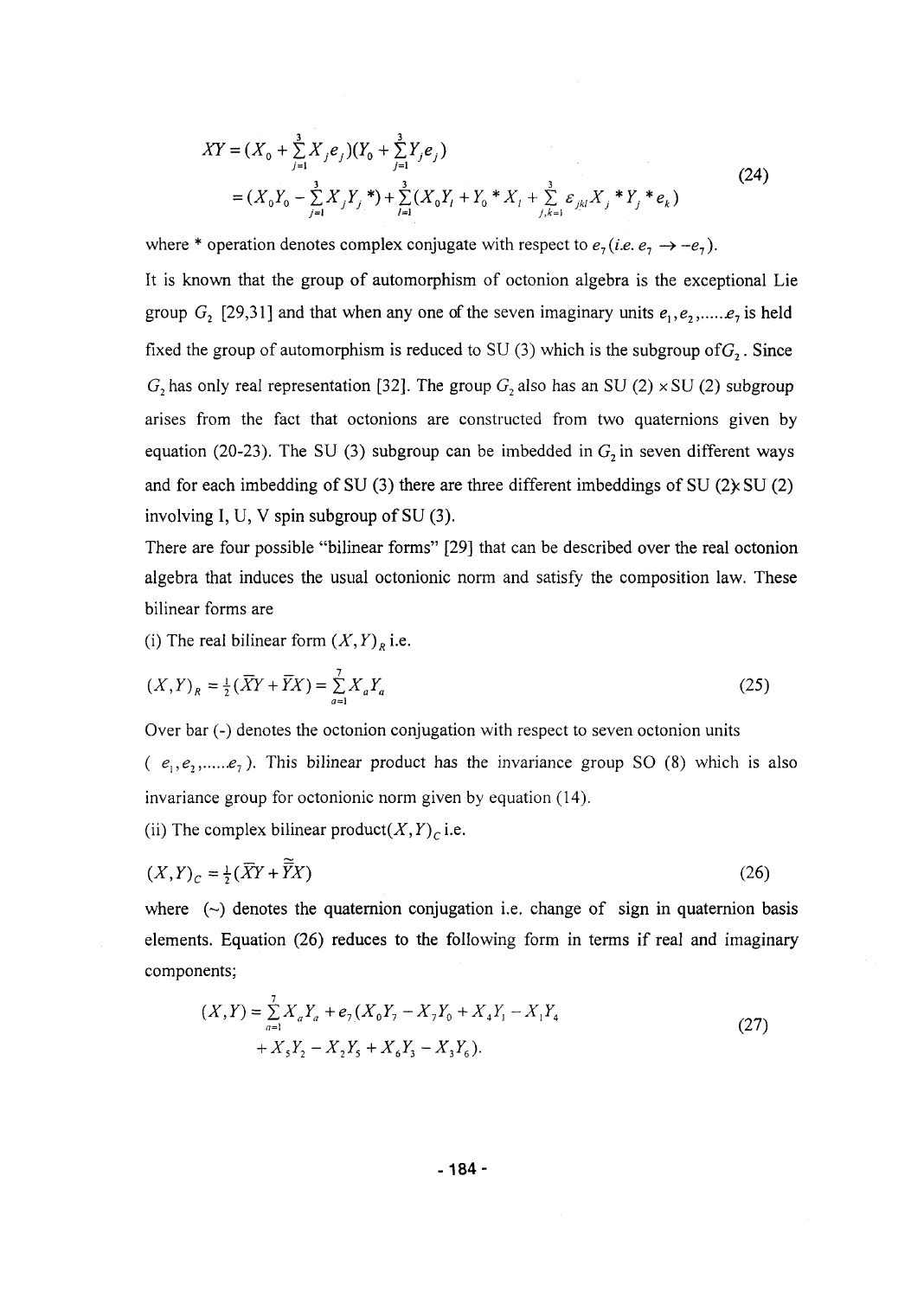$$
\begin{aligned}
XY &= (X_0 + \sum_{j=1}^{3} X_j e_j)(Y_0 + \sum_{j=1}^{3} Y_j e_j) \\
&= (X_0 Y_0 - \sum_{j=1}^{3} X_j Y_j *) + \sum_{l=1}^{3} (X_0 Y_l + Y_0 * X_l + \sum_{j,k=1}^{3} \varepsilon_{jkl} X_j * Y_j * e_k)
\end{aligned} \tag{24}
$$

where * operation denotes complex conjugate with respect to $e_7$ (*i.e.* $e_7 \to -e_7$).

It is known that the group of automorphism of octonion algebra is the exceptional Lie group $G_2$ [29,31] and that when any one of the seven imaginary units $e_1, e_2, ......e_7$ is held fixed the group of automorphism is reduced to SU (3) which is the subgroup of $G_2$. Since $G_2$ has only real representation [32]. The group $G_2$ also has an SU (2) $\times$ SU (2) subgroup arises from the fact that octonions are constructed from two quaternions given by equation (20-23). The SU (3) subgroup can be imbedded in $G_2$ in seven different ways and for each imbedding of SU (3) there are three different imbeddings of SU (2)$\times$ SU (2) involving I, U, V spin subgroup of SU (3).

There are four possible "bilinear forms" [29] that can be described over the real octonion algebra that induces the usual octonionic norm and satisfy the composition law. These bilinear forms are

(i) The real bilinear form $(X, Y)_R$ i.e.

$$
(X, Y)_R = \tfrac{1}{2}(\bar{X}Y + \bar{Y}X) = \sum_{a=1}^{7} X_a Y_a \tag{25}
$$

Over bar (-) denotes the octonion conjugation with respect to seven octonion units ( $e_1, e_2, ......e_7$ ). This bilinear product has the invariance group SO (8) which is also invariance group for octonionic norm given by equation (14).

(ii) The complex bilinear product $(X, Y)_C$ i.e.

$$
(X, Y)_C = \tfrac{1}{2}(\bar{X}Y + \tilde{\bar{Y}}X) \tag{26}
$$

where (~) denotes the quaternion conjugation i.e. change of sign in quaternion basis elements. Equation (26) reduces to the following form in terms if real and imaginary components;

$$
\begin{aligned}
(X, Y) &= \sum_{a=1}^{7} X_a Y_a + e_7 (X_0 Y_7 - X_7 Y_0 + X_4 Y_1 - X_1 Y_4 \\
&\quad + X_5 Y_2 - X_2 Y_5 + X_6 Y_3 - X_3 Y_6).
\end{aligned} \tag{27}
$$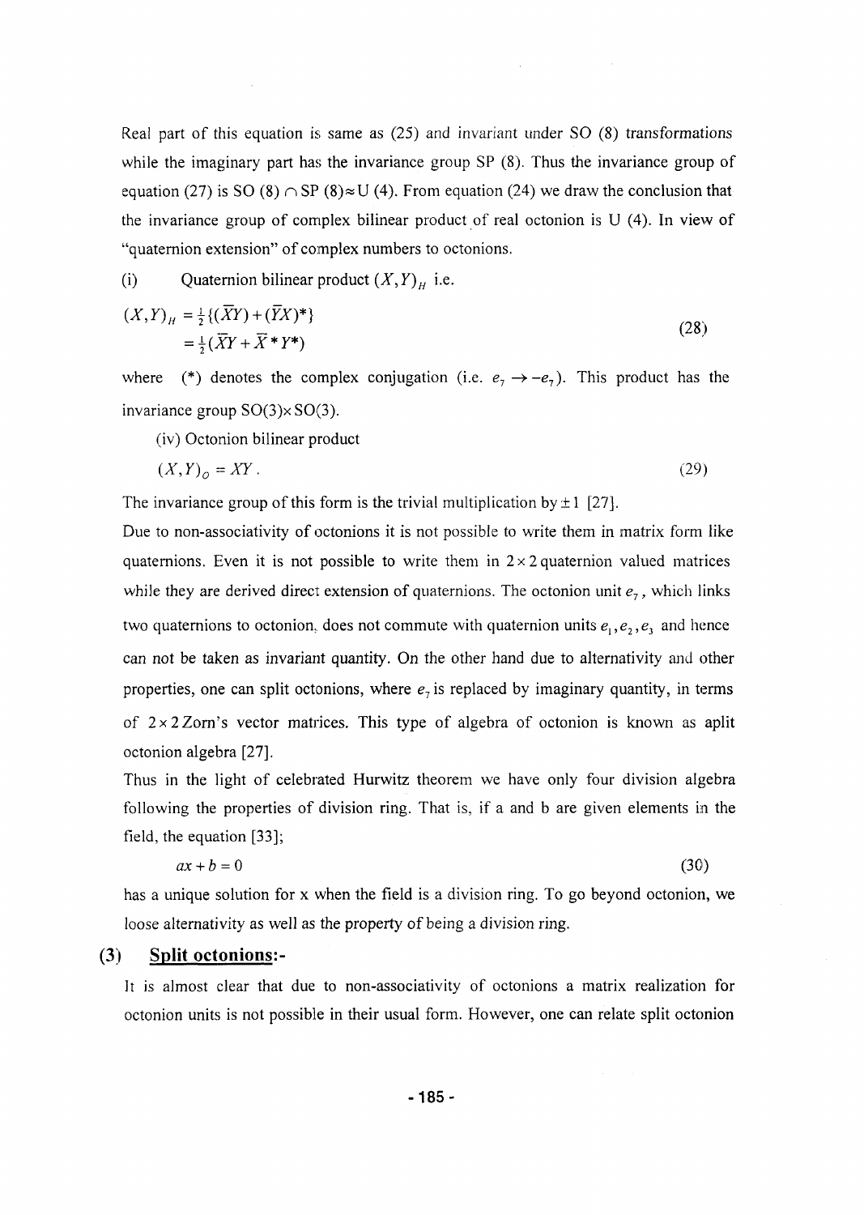Real part of this equation is same as (25) and invariant under SO (8) transformations while the imaginary part has the invariance group SP (8). Thus the invariance group of equation (27) is SO (8) $\cap$ SP (8)$\approx$U (4). From equation (24) we draw the conclusion that the invariance group of complex bilinear product of real octonion is U (4). In view of "quaternion extension" of complex numbers to octonions.

(i) Quaternion bilinear product $(X,Y)_H$ i.e.

$$
\begin{aligned}
(X,Y)_H &= \tfrac{1}{2}\{(\overline{X}Y) + (\overline{Y}X)^*\} \\
&= \tfrac{1}{2}(\overline{X}Y + \overline{X}^* Y^*)
\end{aligned}
\tag{28}
$$

where (*) denotes the complex conjugation (i.e. $e_7 \to -e_7$). This product has the invariance group SO(3)$\times$SO(3).

(iv) Octonion bilinear product

$$
(X,Y)_O = XY. \tag{29}
$$

The invariance group of this form is the trivial multiplication by $\pm 1$ [27].

Due to non-associativity of octonions it is not possible to write them in matrix form like quaternions. Even it is not possible to write them in $2\times 2$ quaternion valued matrices while they are derived direct extension of quaternions. The octonion unit $e_7$, which links two quaternions to octonion, does not commute with quaternion units $e_1, e_2, e_3$ and hence can not be taken as invariant quantity. On the other hand due to alternativity and other properties, one can split octonions, where $e_7$ is replaced by imaginary quantity, in terms of $2\times 2$ Zorn's vector matrices. This type of algebra of octonion is known as aplit octonion algebra [27].

Thus in the light of celebrated Hurwitz theorem we have only four division algebra following the properties of division ring. That is, if a and b are given elements in the field, the equation [33];

$$
ax + b = 0 \tag{30}
$$

has a unique solution for x when the field is a division ring. To go beyond octonion, we loose alternativity as well as the property of being a division ring.

## (3) Split octonions:-

It is almost clear that due to non-associativity of octonions a matrix realization for octonion units is not possible in their usual form. However, one can relate split octonion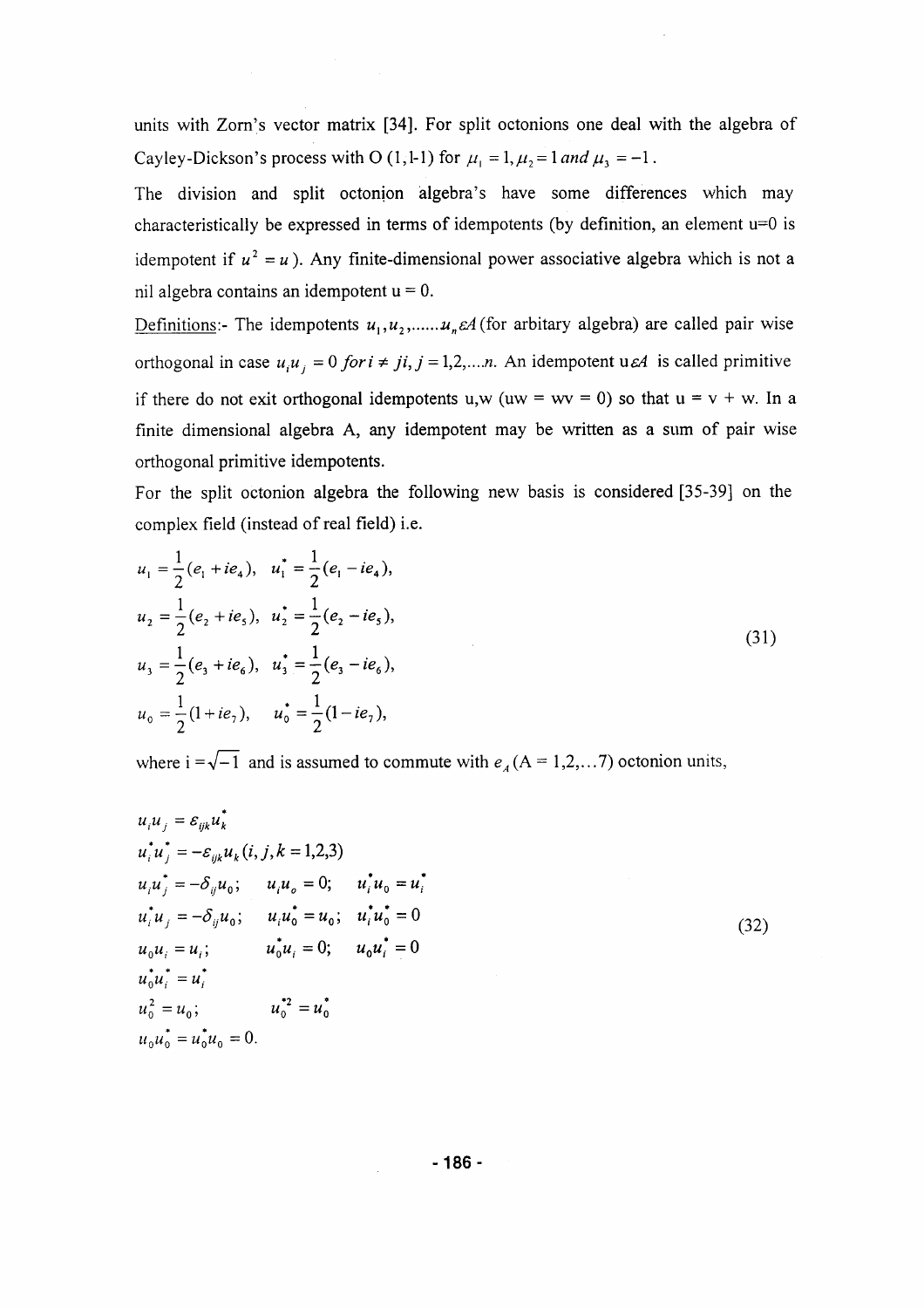units with Zorn's vector matrix [34]. For split octonions one deal with the algebra of Cayley-Dickson's process with O (1,1-1) for $\mu_1 = 1, \mu_2 = 1 \, and \, \mu_3 = -1$.

The division and split octonion algebra's have some differences which may characteristically be expressed in terms of idempotents (by definition, an element u=0 is idempotent if $u^2 = u$). Any finite-dimensional power associative algebra which is not a nil algebra contains an idempotent u = 0.

Definitions:- The idempotents $u_1, u_2, ......u_n \varepsilon A$ (for arbitary algebra) are called pair wise orthogonal in case $u_i u_j = 0 \, for \, i \neq ji, j = 1,2,....n$. An idempotent $u \varepsilon A$ is called primitive if there do not exit orthogonal idempotents u,w (uw = wv = 0) so that u = v + w. In a finite dimensional algebra A, any idempotent may be written as a sum of pair wise orthogonal primitive idempotents.

For the split octonion algebra the following new basis is considered [35-39] on the complex field (instead of real field) i.e.

$$
\begin{aligned}
u_1 &= \frac{1}{2}(e_1 + ie_4), \quad u_1^* = \frac{1}{2}(e_1 - ie_4), \\
u_2 &= \frac{1}{2}(e_2 + ie_5), \quad u_2^* = \frac{1}{2}(e_2 - ie_5), \\
u_3 &= \frac{1}{2}(e_3 + ie_6), \quad u_3^* = \frac{1}{2}(e_3 - ie_6), \\
u_0 &= \frac{1}{2}(1 + ie_7), \quad u_0^* = \frac{1}{2}(1 - ie_7),
\end{aligned}
\tag{31}
$$

where i = $\sqrt{-1}$ and is assumed to commute with $e_A$ (A = 1,2,...7) octonion units,

$$
\begin{aligned}
& u_i u_j = \varepsilon_{ijk} u_k^* \\
& u_i^* u_j^* = -\varepsilon_{ijk} u_k (i, j, k = 1,2,3) \\
& u_i u_j^* = -\delta_{ij} u_0; \quad u_i u_o = 0; \quad u_i^* u_0 = u_i^* \\
& u_i^* u_j = -\delta_{ij} u_0; \quad u_i u_0^* = u_0; \quad u_i^* u_0^* = 0 \\
& u_0 u_i = u_i; \quad u_0^* u_i = 0; \quad u_0 u_i^* = 0 \\
& u_0^* u_i^* = u_i^* \\
& u_0^2 = u_0; \quad u_0^{*2} = u_0^* \\
& u_0 u_0^* = u_0^* u_0 = 0.
\end{aligned}
\tag{32}
$$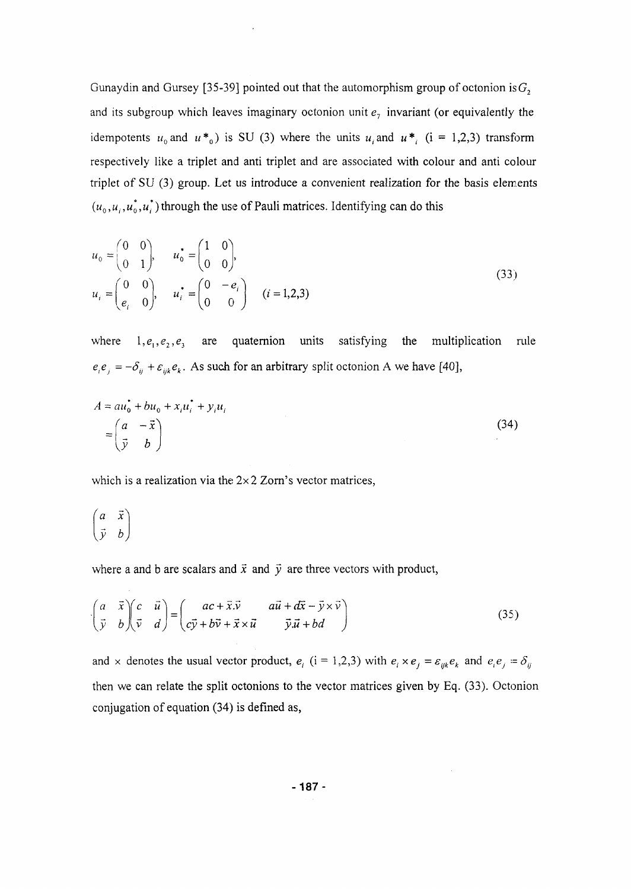Gunaydin and Gursey [35-39] pointed out that the automorphism group of octonion is $G_2$ and its subgroup which leaves imaginary octonion unit $e_7$ invariant (or equivalently the idempotents $u_0$ and $u^*_0$) is SU (3) where the units $u_i$ and $u^*_i$ (i = 1,2,3) transform respectively like a triplet and anti triplet and are associated with colour and anti colour triplet of SU (3) group. Let us introduce a convenient realization for the basis elements $(u_0, u_i, u_0^*, u_i^*)$ through the use of Pauli matrices. Identifying can do this

$$
\begin{aligned}
u_0 &= \begin{pmatrix} 0 & 0 \\ 0 & 1 \end{pmatrix}, \quad u_0^* = \begin{pmatrix} 1 & 0 \\ 0 & 0 \end{pmatrix}, \\
u_i &= \begin{pmatrix} 0 & 0 \\ e_i & 0 \end{pmatrix}, \quad u_i^* = \begin{pmatrix} 0 & -e_i \\ 0 & 0 \end{pmatrix} \quad (i = 1,2,3)
\end{aligned}
\tag{33}
$$

where $1, e_1, e_2, e_3$ are quaternion units satisfying the multiplication rule $e_i e_j = -\delta_{ij} + \varepsilon_{ijk} e_k$. As such for an arbitrary split octonion A we have [40],

$$
\begin{aligned}
A &= a u_0^* + b u_0 + x_i u_i^* + y_i u_i \\
&= \begin{pmatrix} a & -\vec{x} \\ \vec{y} & b \end{pmatrix}
\end{aligned}
\tag{34}
$$

which is a realization via the $2 \times 2$ Zorn's vector matrices,

$$
\begin{pmatrix} a & \vec{x} \\ \vec{y} & b \end{pmatrix}
$$

where a and b are scalars and $\vec{x}$ and $\vec{y}$ are three vectors with product,

$$
\begin{pmatrix} a & \vec{x} \\ \vec{y} & b \end{pmatrix} \begin{pmatrix} c & \vec{u} \\ \vec{v} & d \end{pmatrix} = \begin{pmatrix} ac + \vec{x}.\vec{v} & a\vec{u} + d\vec{x} - \vec{y} \times \vec{v} \\ c\vec{y} + b\vec{v} + \vec{x} \times \vec{u} & \vec{y}.\vec{u} + bd \end{pmatrix}
\tag{35}
$$

and $\times$ denotes the usual vector product, $e_i$ (i = 1,2,3) with $e_i \times e_j = \varepsilon_{ijk} e_k$ and $e_i e_j = \delta_{ij}$ then we can relate the split octonions to the vector matrices given by Eq. (33). Octonion conjugation of equation (34) is defined as,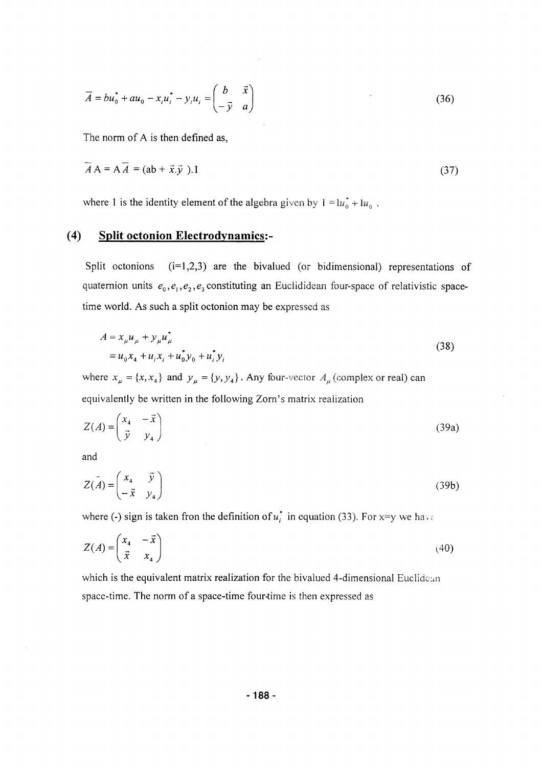$$\bar{A} = bu_0^* + au_0 - x_i u_i^* - y_i u_i = \begin{pmatrix} b & \vec{x} \\ -\vec{y} & a \end{pmatrix} \tag{36}$$

The norm of A is then defined as,

$$\bar{A}\,A = A\,\bar{A} = (ab + \vec{x}.\vec{y}\,).1 \tag{37}$$

where 1 is the identity element of the algebra given by $1 = 1u_0^* + 1u_0$ .

## (4) Split octonion Electrodynamics:-

Split octonions (i=1,2,3) are the bivalued (or bidimensional) representations of quaternion units $e_0, e_1, e_2, e_3$ constituting an Euclididean four-space of relativistic space-time world. As such a split octonion may be expressed as

$$\begin{aligned} A &= x_\mu u_\mu + y_\mu u_\mu^* \\ &= u_0 x_4 + u_i x_i + u_0^* y_0 + u_i^* y_i \end{aligned} \tag{38}$$

where $x_\mu = \{x, x_4\}$ and $y_\mu = \{y, y_4\}$. Any four-vector $A_\mu$ (complex or real) can equivalently be written in the following Zorn's matrix realization

$$Z(A) = \begin{pmatrix} x_4 & -\vec{x} \\ \vec{y} & y_4 \end{pmatrix} \tag{39a}$$

and

$$Z(\bar{A}) = \begin{pmatrix} x_4 & \vec{y} \\ -\vec{x} & y_4 \end{pmatrix} \tag{39b}$$

where (-) sign is taken fron the definition of $u_i^*$ in equation (33). For x=y we have

$$Z(A) = \begin{pmatrix} x_4 & -\vec{x} \\ \vec{x} & x_4 \end{pmatrix} \tag{40}$$

which is the equivalent matrix realization for the bivalued 4-dimensional Euclidean space-time. The norm of a space-time four-time is then expressed as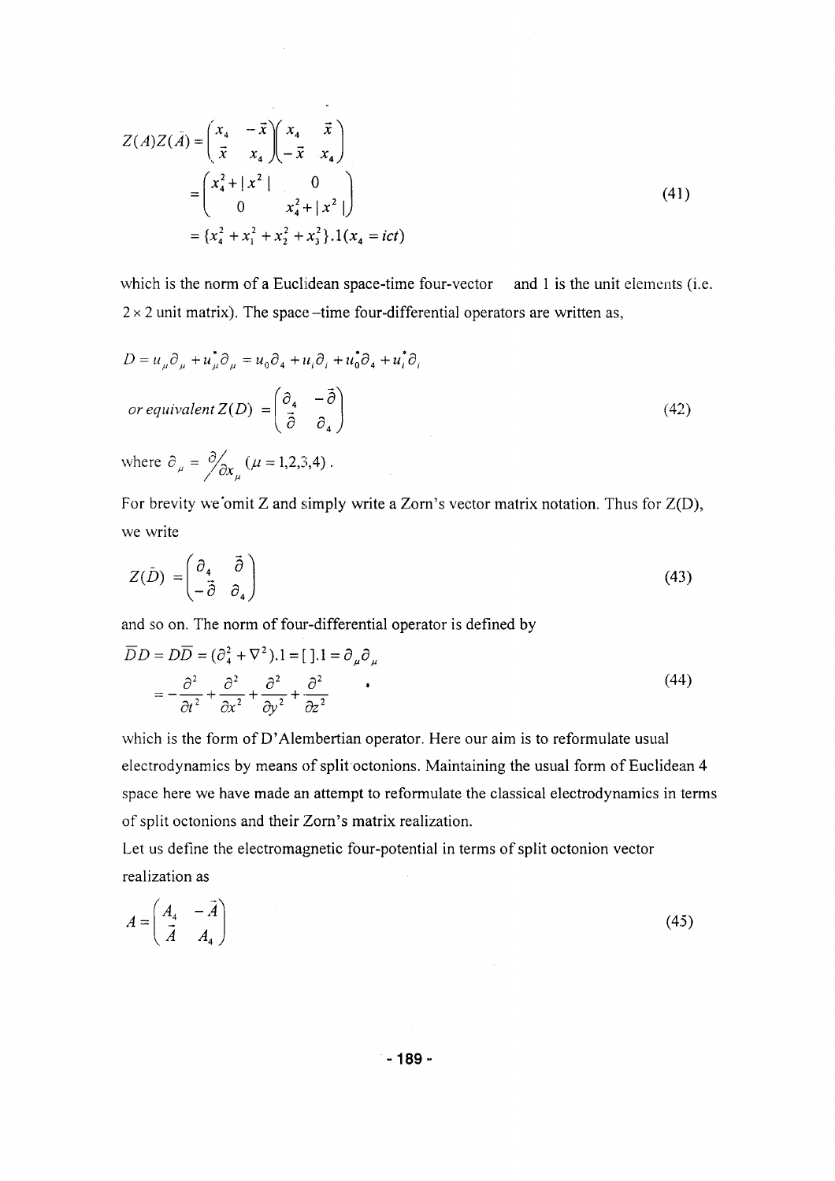$$Z(A)Z(\bar{A}) = \begin{pmatrix} x_4 & -\vec{x} \\ \vec{x} & x_4 \end{pmatrix} \begin{pmatrix} x_4 & \vec{x} \\ -\vec{x} & x_4 \end{pmatrix}$$
$$= \begin{pmatrix} x_4^2 + |x^2| & 0 \\ 0 & x_4^2 + |x^2| \end{pmatrix} \tag{41}$$
$$= \{x_4^2 + x_1^2 + x_2^2 + x_3^2\}.1 (x_4 = ict)$$

which is the norm of a Euclidean space-time four-vector and 1 is the unit elements (i.e. $2 \times 2$ unit matrix). The space –time four-differential operators are written as,

$$D = u_\mu \partial_\mu + u_\mu^* \partial_\mu = u_0 \partial_4 + u_i \partial_i + u_0^* \partial_4 + u_i^* \partial_i$$
$$or\ equivalent\ Z(D) = \begin{pmatrix} \partial_4 & -\vec{\partial} \\ \vec{\partial} & \partial_4 \end{pmatrix} \tag{42}$$

where $\partial_\mu = \partial / \partial x_\mu \ (\mu = 1,2,3,4)$.

For brevity we omit Z and simply write a Zorn's vector matrix notation. Thus for Z(D), we write

$$Z(\bar{D}) = \begin{pmatrix} \partial_4 & \vec{\partial} \\ -\vec{\partial} & \partial_4 \end{pmatrix} \tag{43}$$

and so on. The norm of four-differential operator is defined by

$$\overline{D}D = D\overline{D} = (\partial_4^2 + \nabla^2).1 = [\,].1 = \partial_\mu \partial_\mu$$
$$= -\frac{\partial^2}{\partial t^2} + \frac{\partial^2}{\partial x^2} + \frac{\partial^2}{\partial y^2} + \frac{\partial^2}{\partial z^2} \tag{44}$$

which is the form of D'Alembertian operator. Here our aim is to reformulate usual electrodynamics by means of split octonions. Maintaining the usual form of Euclidean 4 space here we have made an attempt to reformulate the classical electrodynamics in terms of split octonions and their Zorn's matrix realization.

Let us define the electromagnetic four-potential in terms of split octonion vector realization as

$$A = \begin{pmatrix} A_4 & -\vec{A} \\ \vec{A} & A_4 \end{pmatrix} \tag{45}$$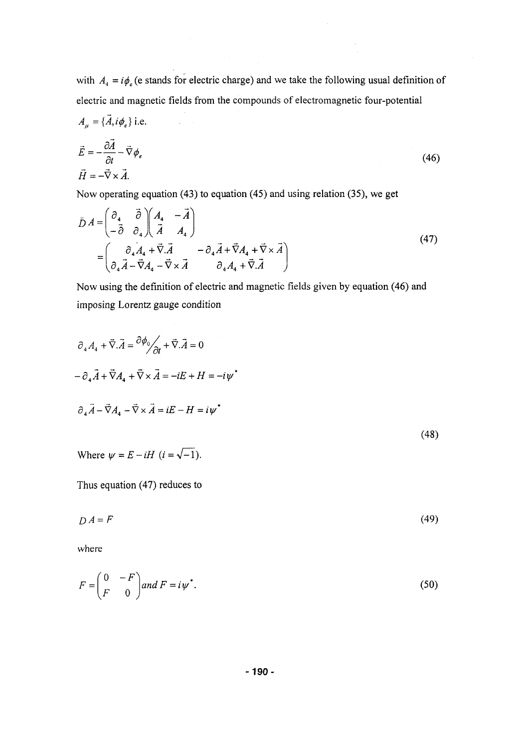with $A_4 = i\phi_e$ (e stands for electric charge) and we take the following usual definition of electric and magnetic fields from the compounds of electromagnetic four-potential $A_\mu = \{\vec{A}, i\phi_e\}$ i.e.

$$
\begin{aligned}
\vec{E} &= -\frac{\partial \vec{A}}{\partial t} - \vec{\nabla}\phi_e \\
\vec{H} &= -\vec{\nabla} \times \vec{A}.
\end{aligned}
\tag{46}
$$

Now operating equation (43) to equation (45) and using relation (35), we get

$$
\begin{aligned}
\bar{D}A &= \begin{pmatrix} \partial_4 & \vec{\partial} \\ -\vec{\partial} & \partial_4 \end{pmatrix} \begin{pmatrix} A_4 & -\vec{A} \\ \vec{A} & A_4 \end{pmatrix} \\
&= \begin{pmatrix} \partial_4 A_4 + \vec{\nabla}.\vec{A} & -\partial_4 \vec{A} + \vec{\nabla} A_4 + \vec{\nabla} \times \vec{A} \\ \partial_4 \vec{A} - \vec{\nabla} A_4 - \vec{\nabla} \times \vec{A} & \partial_4 A_4 + \vec{\nabla}.\vec{A} \end{pmatrix}
\end{aligned}
\tag{47}
$$

Now using the definition of electric and magnetic fields given by equation (46) and imposing Lorentz gauge condition

$$
\begin{aligned}
&\partial_4 A_4 + \vec{\nabla}.\vec{A} = \partial\phi_0 / \partial t + \vec{\nabla}.\vec{A} = 0 \\
&-\partial_4 \vec{A} + \vec{\nabla} A_4 + \vec{\nabla} \times \vec{A} = -iE + H = -i\psi^* \\
&\partial_4 \vec{A} - \vec{\nabla} A_4 - \vec{\nabla} \times \vec{A} = iE - H = i\psi^*
\end{aligned}
\tag{48}
$$

Where $\psi = E - iH$ $(i = \sqrt{-1})$.

Thus equation (47) reduces to

$$
\bar{D}A = F \tag{49}
$$

where

$$
F = \begin{pmatrix} 0 & -F \\ F & 0 \end{pmatrix} \, and \, F = i\psi^*. \tag{50}
$$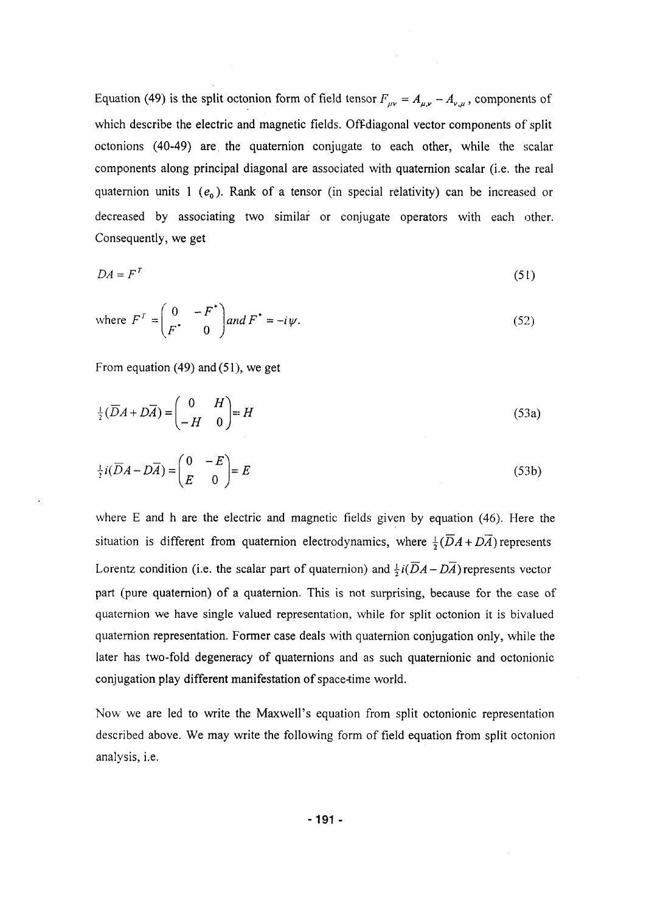Equation (49) is the split octonion form of field tensor $F_{\mu\nu} = A_{\mu,\nu} - A_{\nu,\mu}$, components of which describe the electric and magnetic fields. Off-diagonal vector components of split octonions (40-49) are the quaternion conjugate to each other, while the scalar components along principal diagonal are associated with quaternion scalar (i.e. the real quaternion units 1 ($e_0$). Rank of a tensor (in special relativity) can be increased or decreased by associating two similar or conjugate operators with each other. Consequently, we get

$$DA = F^T \tag{51}$$

$$\text{where } F^T = \begin{pmatrix} 0 & -F^* \\ F^* & 0 \end{pmatrix} \text{and } F^* = -i\psi. \tag{52}$$

From equation (49) and (51), we get

$$\tfrac{1}{2}(\overline{D}A + D\overline{A}) = \begin{pmatrix} 0 & H \\ -H & 0 \end{pmatrix} = H \tag{53a}$$

$$\tfrac{1}{2}i(\overline{D}A - D\overline{A}) = \begin{pmatrix} 0 & -E \\ E & 0 \end{pmatrix} = E \tag{53b}$$

where E and h are the electric and magnetic fields given by equation (46). Here the situation is different from quaternion electrodynamics, where $\frac{1}{2}(\overline{D}A + D\overline{A})$ represents Lorentz condition (i.e. the scalar part of quaternion) and $\frac{1}{2}i(\overline{D}A - D\overline{A})$ represents vector part (pure quaternion) of a quaternion. This is not surprising, because for the case of quaternion we have single valued representation, while for split octonion it is bivalued quaternion representation. Former case deals with quaternion conjugation only, while the later has two-fold degeneracy of quaternions and as such quaternionic and octonionic conjugation play different manifestation of space-time world.

Now we are led to write the Maxwell's equation from split octonionic representation described above. We may write the following form of field equation from split octonion analysis, i.e.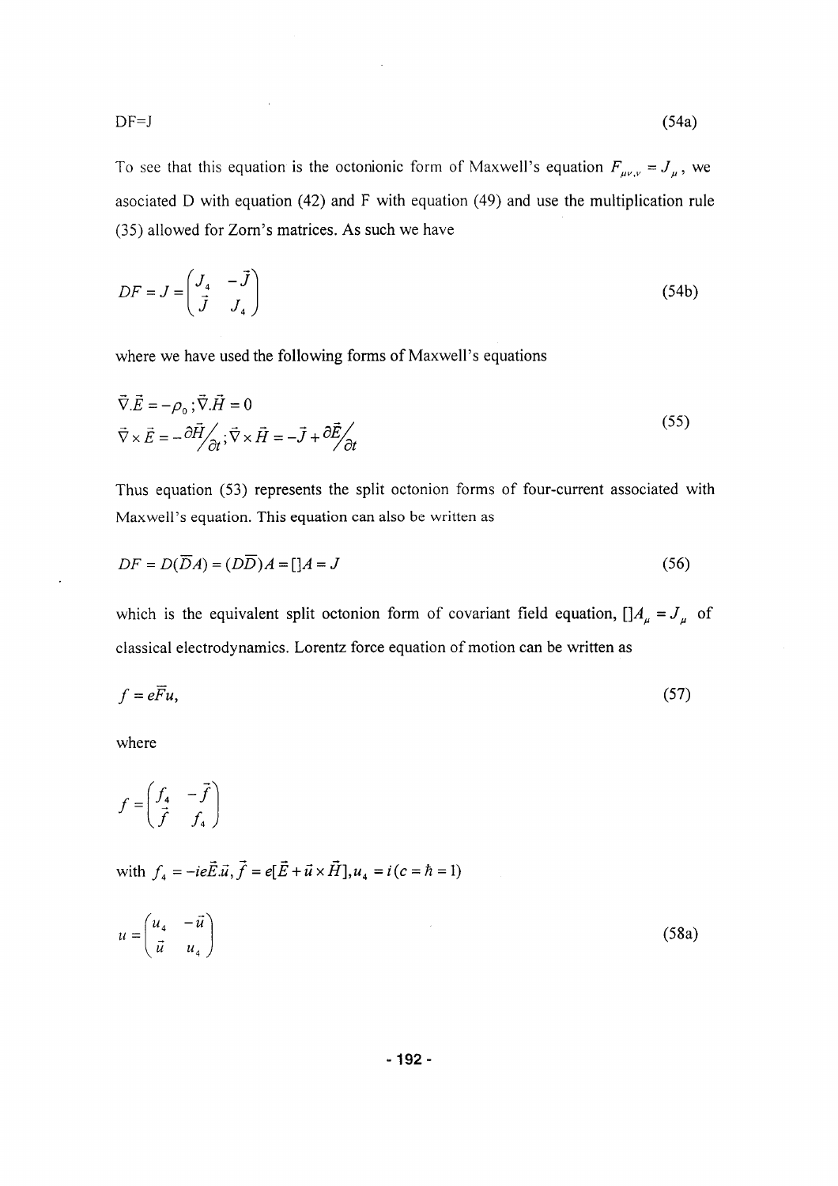$$DF=J \tag{54a}$$

To see that this equation is the octonionic form of Maxwell's equation $F_{\mu\nu,\nu} = J_\mu$, we asociated D with equation (42) and F with equation (49) and use the multiplication rule (35) allowed for Zorn's matrices. As such we have

$$DF = J = \begin{pmatrix} J_4 & -\vec{J} \\ \vec{J} & J_4 \end{pmatrix} \tag{54b}$$

where we have used the following forms of Maxwell's equations

$$\begin{aligned} &\vec{\nabla}.\vec{E} = -\rho_0\,; \vec{\nabla}.\vec{H} = 0 \\ &\vec{\nabla} \times \vec{E} = -\partial\vec{H}/\partial t\,; \vec{\nabla} \times \vec{H} = -\vec{J} + \partial\vec{E}/\partial t \end{aligned} \tag{55}$$

Thus equation (53) represents the split octonion forms of four-current associated with Maxwell's equation. This equation can also be written as

$$DF = D(\overline{D}A) = (D\overline{D})A = []A = J \tag{56}$$

which is the equivalent split octonion form of covariant field equation, $[]A_\mu = J_\mu$ of classical electrodynamics. Lorentz force equation of motion can be written as

$$f = e\overline{F}u, \tag{57}$$

where

$$f = \begin{pmatrix} f_4 & -\vec{f} \\ \vec{f} & f_4 \end{pmatrix}$$

with $f_4 = -ie\vec{E}.\vec{u}, \vec{f} = e[\vec{E} + \vec{u} \times \vec{H}], u_4 = i\,(c = \hbar = 1)$

$$u = \begin{pmatrix} u_4 & -\vec{u} \\ \vec{u} & u_4 \end{pmatrix} \tag{58a}$$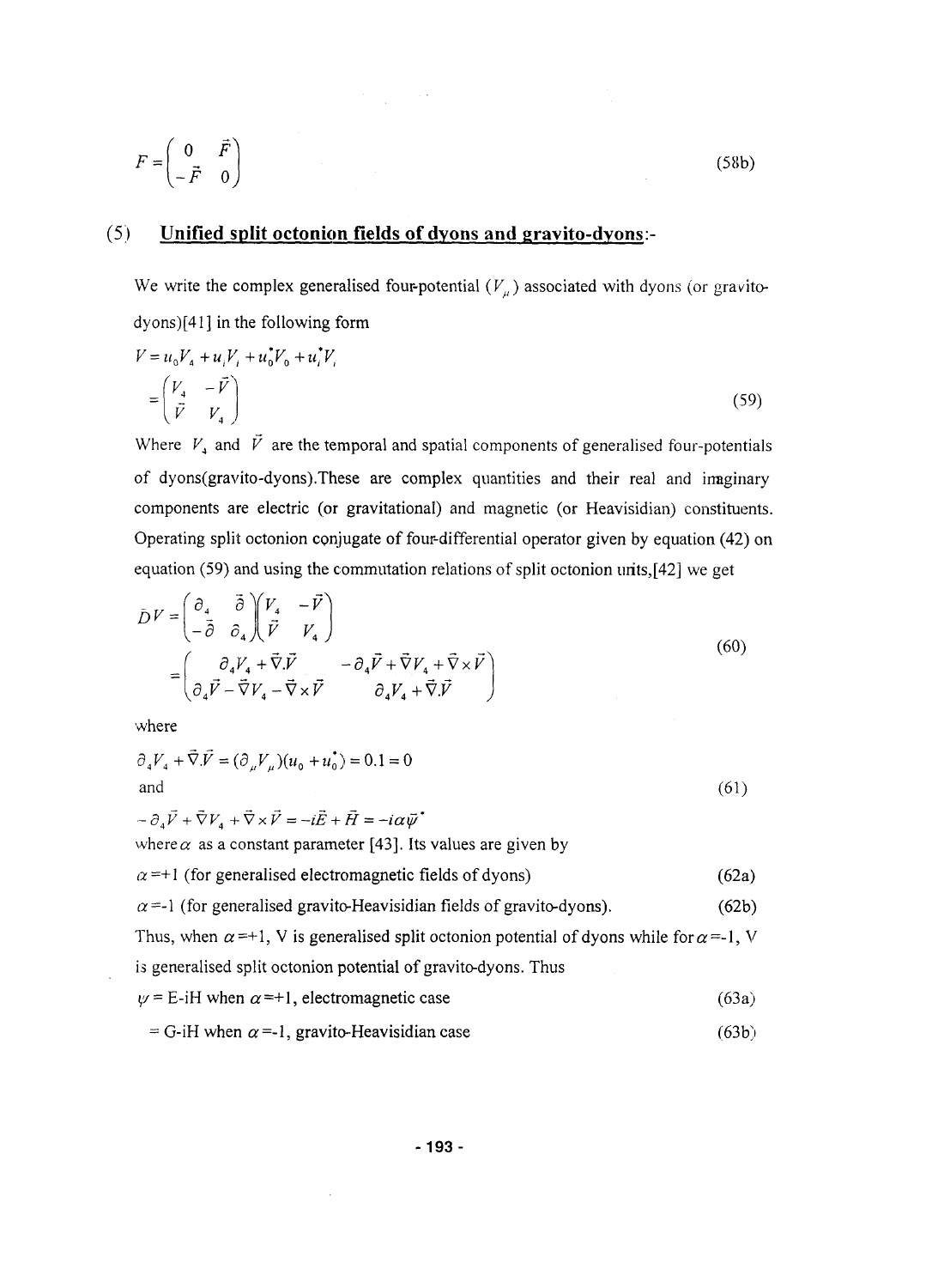$$F = \begin{pmatrix} 0 & \vec{F} \\ -\vec{F} & 0 \end{pmatrix} \tag{58b}$$

## (5) Unified split octonion fields of dyons and gravito-dyons:-

We write the complex generalised four-potential ($V_\mu$) associated with dyons (or gravito-dyons)[41] in the following form

$$\begin{aligned} V &= u_0 V_4 + u_i V_i + u_0^* V_0 + u_i^* V_i \\ &= \begin{pmatrix} V_4 & -\vec{V} \\ \vec{V} & V_4 \end{pmatrix} \end{aligned} \tag{59}$$

Where $V_4$ and $\vec{V}$ are the temporal and spatial components of generalised four-potentials of dyons(gravito-dyons).These are complex quantities and their real and imaginary components are electric (or gravitational) and magnetic (or Heavisidian) constituents. Operating split octonion conjugate of four-differential operator given by equation (42) on equation (59) and using the commutation relations of split octonion units,[42] we get

$$\begin{aligned} \bar{D}V &= \begin{pmatrix} \partial_4 & \vec{\partial} \\ -\vec{\partial} & \partial_4 \end{pmatrix} \begin{pmatrix} V_4 & -\vec{V} \\ \vec{V} & V_4 \end{pmatrix} \\ &= \begin{pmatrix} \partial_4 V_4 + \vec{\nabla}.\vec{V} & -\partial_4 \vec{V} + \vec{\nabla} V_4 + \vec{\nabla} \times \vec{V} \\ \partial_4 \vec{V} - \vec{\nabla} V_4 - \vec{\nabla} \times \vec{V} & \partial_4 V_4 + \vec{\nabla}.\vec{V} \end{pmatrix} \end{aligned} \tag{60}$$

where

$$\partial_4 V_4 + \vec{\nabla}.\vec{V} = (\partial_\mu V_\mu)(u_0 + u_0^*) = 0.1 = 0$$

and

$$-\partial_4 \vec{V} + \vec{\nabla} V_4 + \vec{\nabla} \times \vec{V} = -i\vec{E} + \vec{H} = -i\alpha\vec{\psi}^* \tag{61}$$

where $\alpha$ as a constant parameter [43]. Its values are given by

$\alpha$ =+1 (for generalised electromagnetic fields of dyons) (62a)

$\alpha$ =-1 (for generalised gravito-Heavisidian fields of gravito-dyons). (62b)

Thus, when $\alpha$ =+1, V is generalised split octonion potential of dyons while for $\alpha$ =-1, V is generalised split octonion potential of gravito-dyons. Thus

$\psi$ = E-iH when $\alpha$ =+1, electromagnetic case (63a)

= G-iH when $\alpha$ =-1, gravito-Heavisidian case (63b)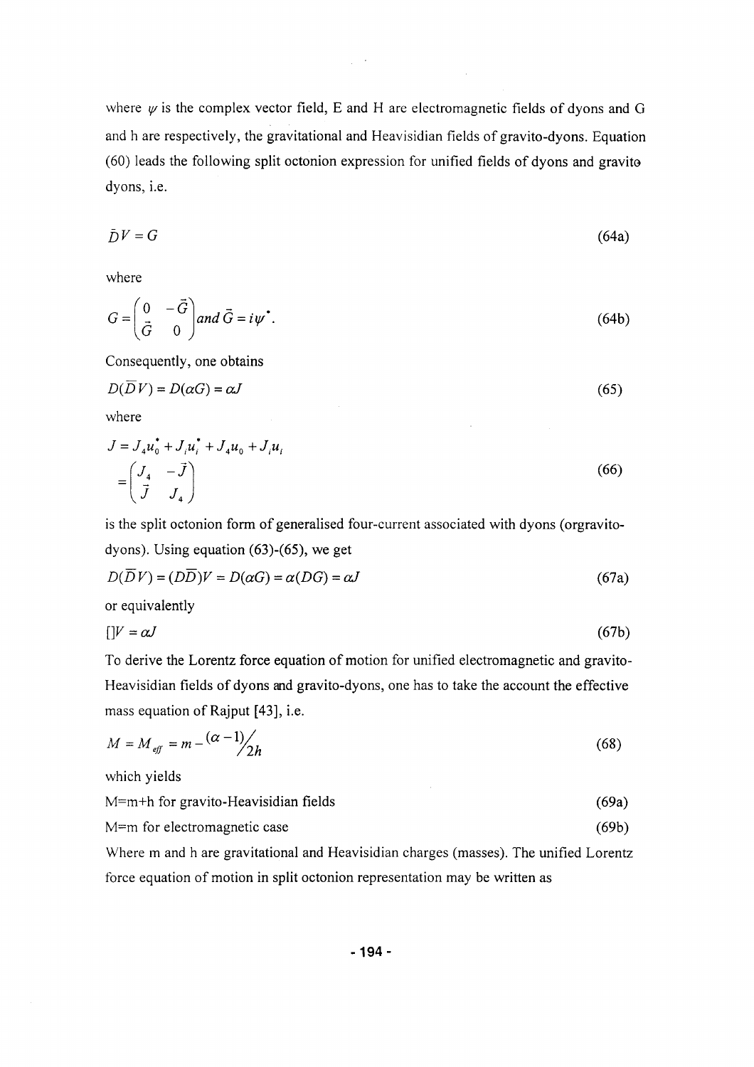where $\psi$ is the complex vector field, E and H are electromagnetic fields of dyons and G and h are respectively, the gravitational and Heavisidian fields of gravito-dyons. Equation (60) leads the following split octonion expression for unified fields of dyons and gravito dyons, i.e.

$$\bar{D}V = G \tag{64a}$$

where

$$G = \begin{pmatrix} 0 & -\vec{G} \\ \vec{G} & 0 \end{pmatrix} and\, \vec{G} = i\psi^{\bullet}. \tag{64b}$$

Consequently, one obtains

$$D(\overline{D}V) = D(\alpha G) = \alpha J \tag{65}$$

where

$$\begin{aligned} J &= J_4 u_0^{\bullet} + J_i u_i^{\bullet} + J_4 u_0 + J_i u_i \\ &= \begin{pmatrix} J_4 & -\vec{J} \\ \vec{J} & J_4 \end{pmatrix} \end{aligned} \tag{66}$$

is the split octonion form of generalised four-current associated with dyons (orgravito-dyons). Using equation (63)-(65), we get

$$D(\overline{D}V) = (D\overline{D})V = D(\alpha G) = \alpha(DG) = \alpha J \tag{67a}$$

or equivalently

$$[]V = \alpha J \tag{67b}$$

To derive the Lorentz force equation of motion for unified electromagnetic and gravito-Heavisidian fields of dyons and gravito-dyons, one has to take the account the effective mass equation of Rajput [43], i.e.

$$M = M_{eff} = m - {(\alpha - 1)}/{2h} \tag{68}$$

which yields

M=m+h for gravito-Heavisidian fields (69a)

M=m for electromagnetic case (69b)

Where m and h are gravitational and Heavisidian charges (masses). The unified Lorentz force equation of motion in split octonion representation may be written as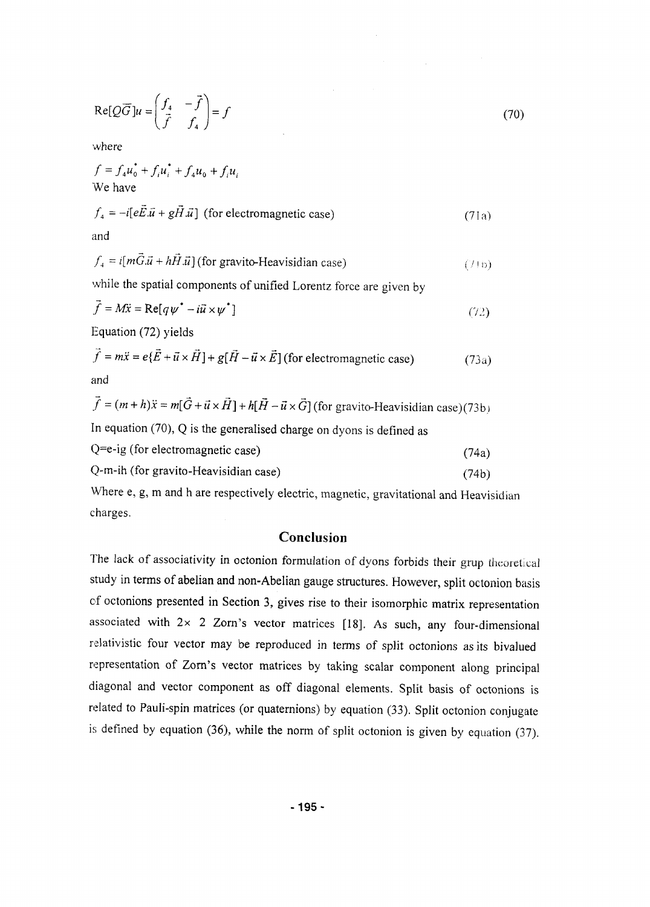$$\text{Re}[Q\bar{G}]u = \begin{pmatrix} f_4 & -\vec{f} \\ \vec{f} & f_4 \end{pmatrix} = f \tag{70}$$

where

$$f = f_4 u_0^* + f_i u_i^* + f_4 u_0 + f_i u_i$$

We have

$$f_4 = -i[e\vec{E}.\vec{u} + g\vec{H}.\vec{u}] \text{ (for electromagnetic case)} \tag{71a}$$

and

$$f_4 = i[m\vec{G}.\vec{u} + h\vec{H}.\vec{u}] \text{ (for gravito-Heavisidian case)} \tag{71b}$$

while the spatial components of unified Lorentz force are given by

$$\vec{f} = M\ddot{x} = \text{Re}[q\psi^* - i\vec{u} \times \psi^*] \tag{72}$$

Equation (72) yields

$$\vec{f} = m\ddot{x} = e\{\vec{E} + \vec{u} \times \vec{H}] + g[\vec{H} - \vec{u} \times \vec{E}] \text{ (for electromagnetic case)} \tag{73a}$$

and

$$\vec{f} = (m+h)\ddot{x} = m[\vec{G} + \vec{u} \times \vec{H}] + h[\vec{H} - \vec{u} \times \vec{G}] \text{ (for gravito-Heavisidian case)} \tag{73b}$$

In equation (70), Q is the generalised charge on dyons is defined as

Q=e-ig (for electromagnetic case) (74a)

Q-m-ih (for gravito-Heavisidian case) (74b)

Where e, g, m and h are respectively electric, magnetic, gravitational and Heavisidian charges.

## Conclusion

The lack of associativity in octonion formulation of dyons forbids their grup theoretical study in terms of abelian and non-Abelian gauge structures. However, split octonion basis of octonions presented in Section 3, gives rise to their isomorphic matrix representation associated with $2\times 2$ Zorn's vector matrices [18]. As such, any four-dimensional relativistic four vector may be reproduced in terms of split octonions as its bivalued representation of Zorn's vector matrices by taking scalar component along principal diagonal and vector component as off diagonal elements. Split basis of octonions is related to Pauli-spin matrices (or quaternions) by equation (33). Split octonion conjugate is defined by equation (36), while the norm of split octonion is given by equation (37).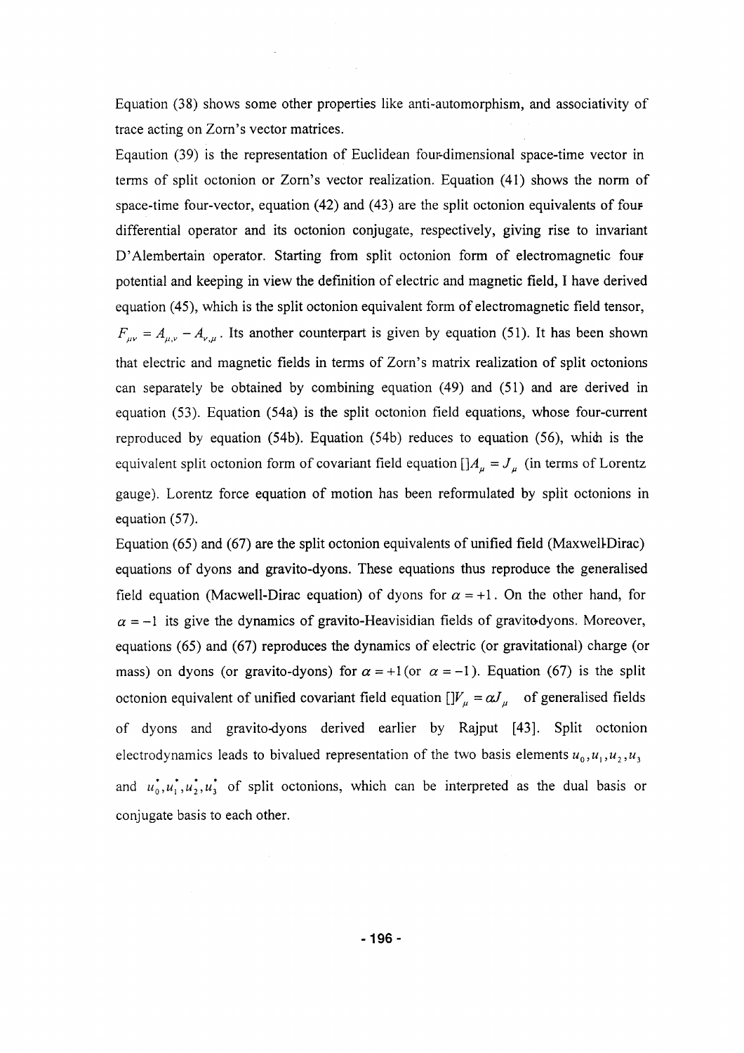Equation (38) shows some other properties like anti-automorphism, and associativity of trace acting on Zorn's vector matrices.

Eqaution (39) is the representation of Euclidean four-dimensional space-time vector in terms of split octonion or Zorn's vector realization. Equation (41) shows the norm of space-time four-vector, equation (42) and (43) are the split octonion equivalents of four differential operator and its octonion conjugate, respectively, giving rise to invariant D'Alembertain operator. Starting from split octonion form of electromagnetic four potential and keeping in view the definition of electric and magnetic field, I have derived equation (45), which is the split octonion equivalent form of electromagnetic field tensor, $F_{\mu\nu} = A_{\mu,\nu} - A_{\nu,\mu}$. Its another counterpart is given by equation (51). It has been shown that electric and magnetic fields in terms of Zorn's matrix realization of split octonions can separately be obtained by combining equation (49) and (51) and are derived in equation (53). Equation (54a) is the split octonion field equations, whose four-current reproduced by equation (54b). Equation (54b) reduces to equation (56), which is the equivalent split octonion form of covariant field equation $[]A_{\mu} = J_{\mu}$ (in terms of Lorentz gauge). Lorentz force equation of motion has been reformulated by split octonions in equation (57).

Equation (65) and (67) are the split octonion equivalents of unified field (Maxwell-Dirac) equations of dyons and gravito-dyons. These equations thus reproduce the generalised field equation (Macwell-Dirac equation) of dyons for $\alpha = +1$. On the other hand, for $\alpha = -1$ its give the dynamics of gravito-Heavisidian fields of gravito-dyons. Moreover, equations (65) and (67) reproduces the dynamics of electric (or gravitational) charge (or mass) on dyons (or gravito-dyons) for $\alpha = +1$ (or $\alpha = -1$). Equation (67) is the split octonion equivalent of unified covariant field equation $[]V_{\mu} = \alpha J_{\mu}$ of generalised fields of dyons and gravito-dyons derived earlier by Rajput [43]. Split octonion electrodynamics leads to bivalued representation of the two basis elements $u_0, u_1, u_2, u_3$ and $u_0^*, u_1^*, u_2^*, u_3^*$ of split octonions, which can be interpreted as the dual basis or conjugate basis to each other.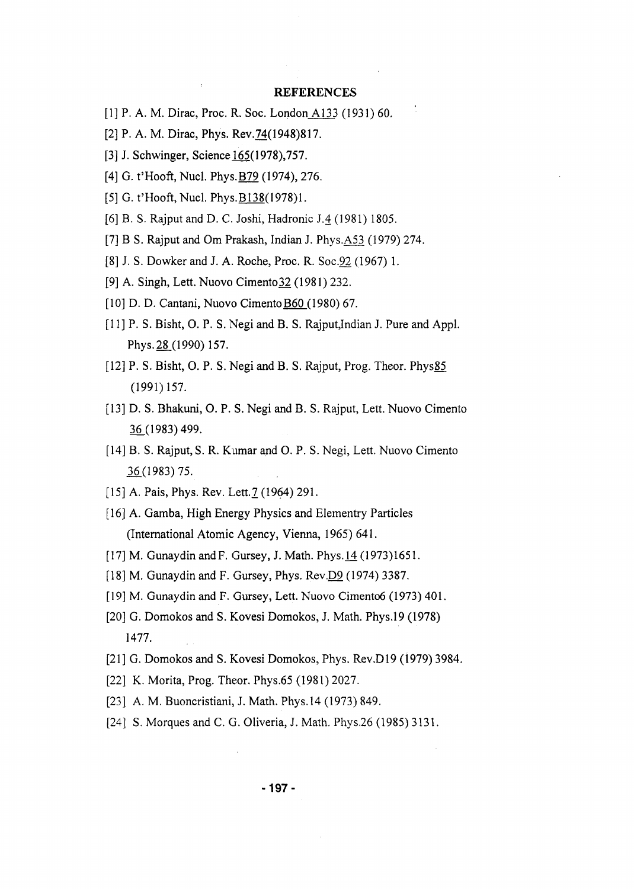## REFERENCES

[1] P. A. M. Dirac, Proc. R. Soc. London A133 (1931) 60.

[2] P. A. M. Dirac, Phys. Rev.74(1948)817.

[3] J. Schwinger, Science 165(1978),757.

[4] G. t'Hooft, Nucl. Phys.B79 (1974), 276.

[5] G. t'Hooft, Nucl. Phys.B138(1978)1.

[6] B. S. Rajput and D. C. Joshi, Hadronic J.4 (1981) 1805.

[7] B S. Rajput and Om Prakash, Indian J. Phys.A53 (1979) 274.

[8] J. S. Dowker and J. A. Roche, Proc. R. Soc.92 (1967) 1.

[9] A. Singh, Lett. Nuovo Cimento32 (1981) 232.

[10] D. D. Cantani, Nuovo Cimento B60 (1980) 67.

[11] P. S. Bisht, O. P. S. Negi and B. S. Rajput,Indian J. Pure and Appl. Phys. 28 (1990) 157.

[12] P. S. Bisht, O. P. S. Negi and B. S. Rajput, Prog. Theor. Phys85 (1991) 157.

[13] D. S. Bhakuni, O. P. S. Negi and B. S. Rajput, Lett. Nuovo Cimento 36 (1983) 499.

[14] B. S. Rajput, S. R. Kumar and O. P. S. Negi, Lett. Nuovo Cimento 36(1983) 75.

[15] A. Pais, Phys. Rev. Lett.7 (1964) 291.

[16] A. Gamba, High Energy Physics and Elementry Particles (International Atomic Agency, Vienna, 1965) 641.

[17] M. Gunaydin and F. Gursey, J. Math. Phys.14 (1973)1651.

[18] M. Gunaydin and F. Gursey, Phys. Rev.D9 (1974) 3387.

[19] M. Gunaydin and F. Gursey, Lett. Nuovo Cimento6 (1973) 401.

[20] G. Domokos and S. Kovesi Domokos, J. Math. Phys.19 (1978) 1477.

[21] G. Domokos and S. Kovesi Domokos, Phys. Rev.D19 (1979) 3984.

[22] K. Morita, Prog. Theor. Phys.65 (1981) 2027.

[23] A. M. Buoncristiani, J. Math. Phys.14 (1973) 849.

[24] S. Morques and C. G. Oliveria, J. Math. Phys.26 (1985) 3131.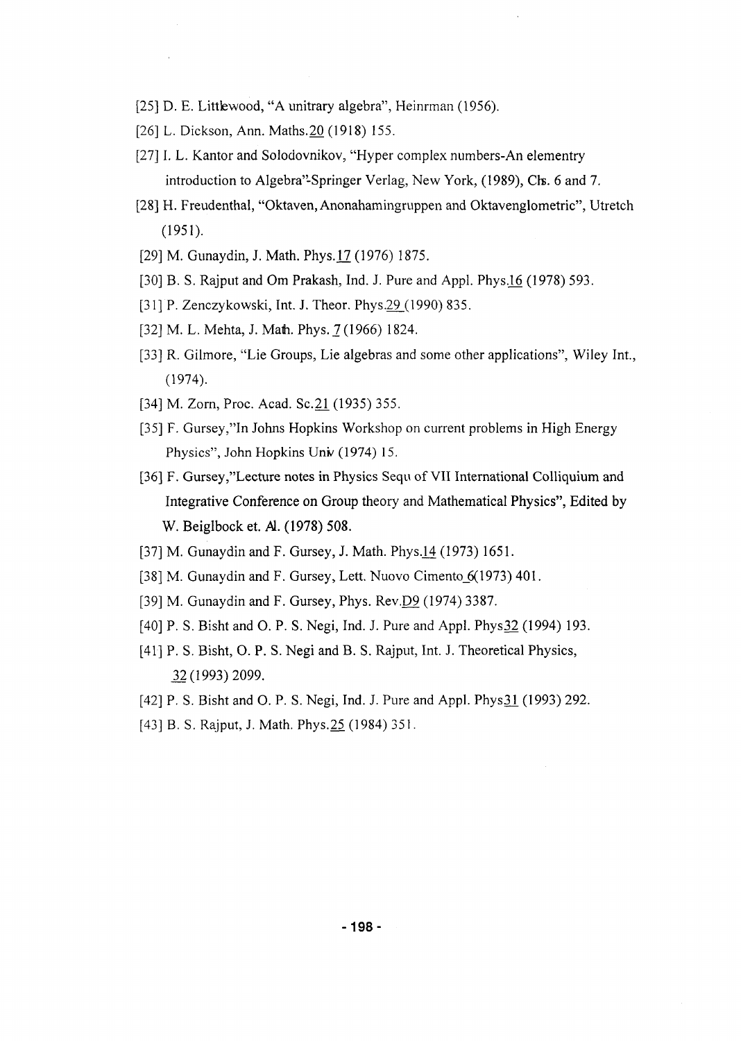[25] D. E. Littlewood, "A unitrary algebra", Heinrman (1956).

[26] L. Dickson, Ann. Maths.20 (1918) 155.

[27] I. L. Kantor and Solodovnikov, "Hyper complex numbers-An elementry introduction to Algebra"-Springer Verlag, New York, (1989), Chs. 6 and 7.

[28] H. Freudenthal, "Oktaven, Anonahamingruppen and Oktavenglometric", Utretch (1951).

[29] M. Gunaydin, J. Math. Phys.17 (1976) 1875.

[30] B. S. Rajput and Om Prakash, Ind. J. Pure and Appl. Phys.16 (1978) 593.

[31] P. Zenczykowski, Int. J. Theor. Phys.29 (1990) 835.

[32] M. L. Mehta, J. Math. Phys. 7 (1966) 1824.

[33] R. Gilmore, "Lie Groups, Lie algebras and some other applications", Wiley Int., (1974).

[34] M. Zorn, Proc. Acad. Sc.21 (1935) 355.

[35] F. Gursey,"In Johns Hopkins Workshop on current problems in High Energy Physics", John Hopkins Univ (1974) 15.

[36] F. Gursey,"Lecture notes in Physics Sequ of VII International Colliquium and Integrative Conference on Group theory and Mathematical Physics", Edited by W. Beiglbock et. Al. (1978) 508.

[37] M. Gunaydin and F. Gursey, J. Math. Phys.14 (1973) 1651.

[38] M. Gunaydin and F. Gursey, Lett. Nuovo Cimento 6(1973) 401.

[39] M. Gunaydin and F. Gursey, Phys. Rev.D9 (1974) 3387.

[40] P. S. Bisht and O. P. S. Negi, Ind. J. Pure and Appl. Phys32 (1994) 193.

[41] P. S. Bisht, O. P. S. Negi and B. S. Rajput, Int. J. Theoretical Physics, 32 (1993) 2099.

[42] P. S. Bisht and O. P. S. Negi, Ind. J. Pure and Appl. Phys31 (1993) 292.

[43] B. S. Rajput, J. Math. Phys.25 (1984) 351.